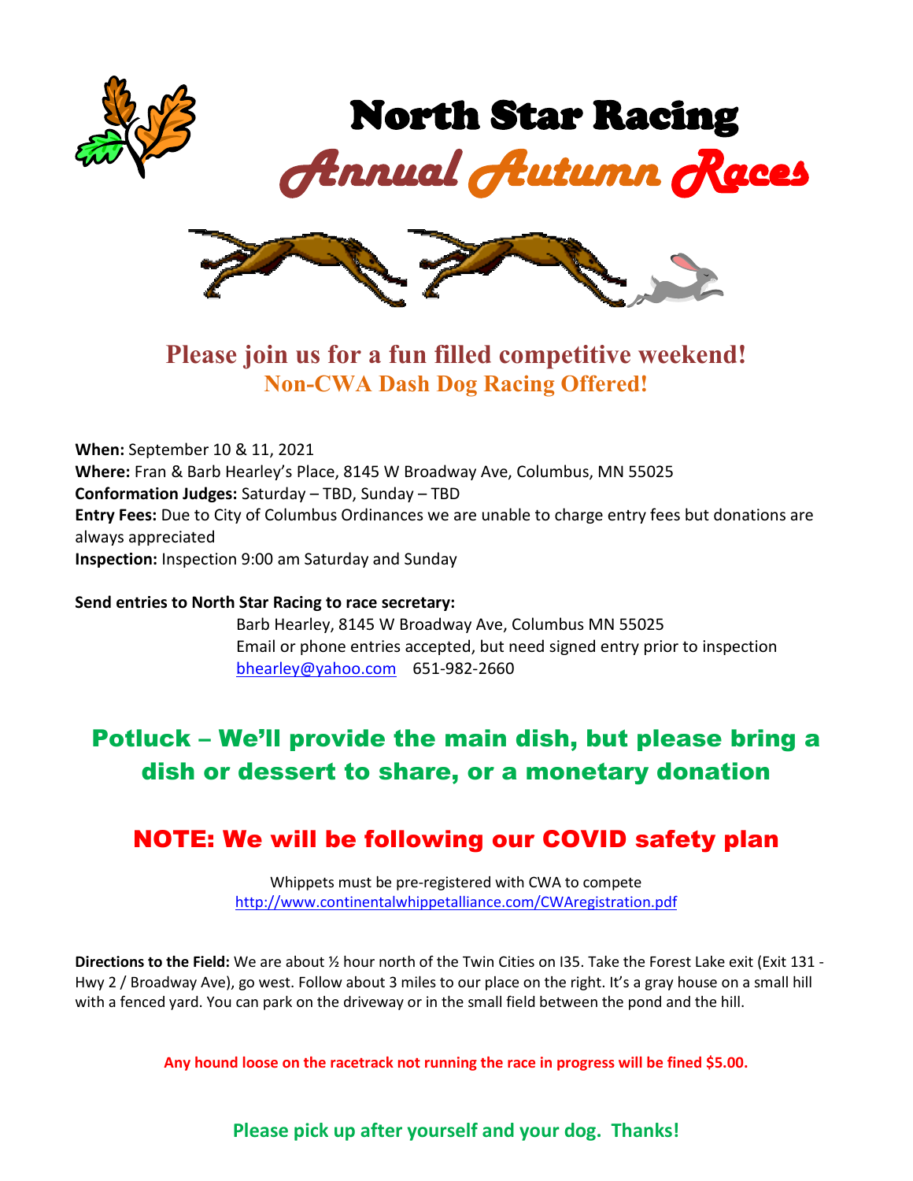# North Star Racing

## *Annual Autumn Races*

## Please join us for a fun filled competitive weekend!

### Non-CWA Dash Dog Racing Offered!

**When:** September 10 & 11, 2021
**Where:** Fran & Barb Hearley's Place, 8145 W Broadway Ave, Columbus, MN 55025
**Conformation Judges:** Saturday – TBD, Sunday – TBD
**Entry Fees:** Due to City of Columbus Ordinances we are unable to charge entry fees but donations are always appreciated
**Inspection:** Inspection 9:00 am Saturday and Sunday

**Send entries to North Star Racing to race secretary:**

Barb Hearley, 8145 W Broadway Ave, Columbus MN 55025
Email or phone entries accepted, but need signed entry prior to inspection
bhearley@yahoo.com 651-982-2660

## Potluck – We'll provide the main dish, but please bring a dish or dessert to share, or a monetary donation

## NOTE: We will be following our COVID safety plan

Whippets must be pre-registered with CWA to compete
http://www.continentalwhippetalliance.com/CWAregistration.pdf

**Directions to the Field:** We are about ½ hour north of the Twin Cities on I35. Take the Forest Lake exit (Exit 131 - Hwy 2 / Broadway Ave), go west. Follow about 3 miles to our place on the right. It's a gray house on a small hill with a fenced yard. You can park on the driveway or in the small field between the pond and the hill.

**Any hound loose on the racetrack not running the race in progress will be fined $5.00.**

**Please pick up after yourself and your dog. Thanks!**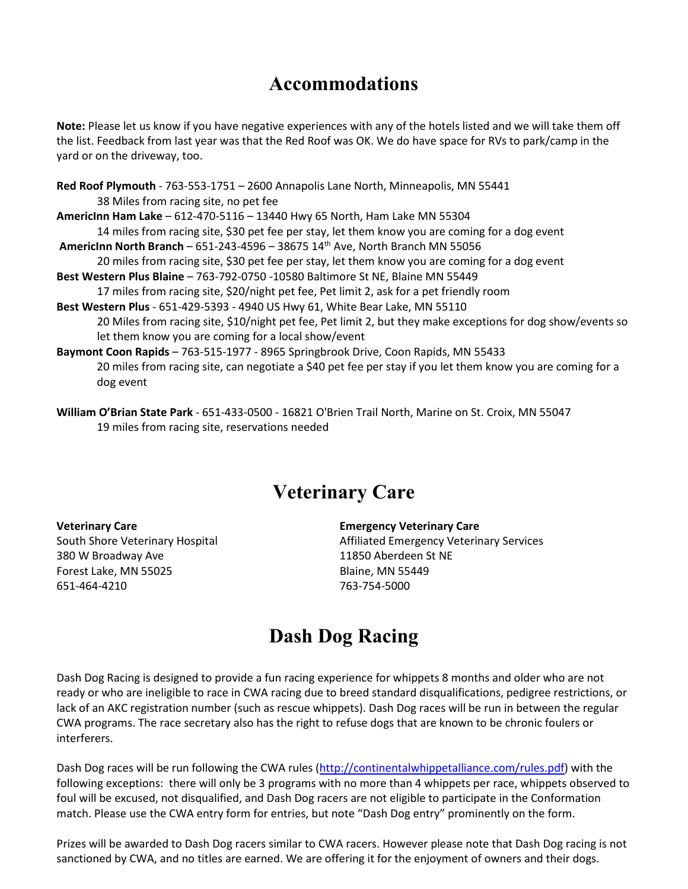# Accommodations

**Note:** Please let us know if you have negative experiences with any of the hotels listed and we will take them off the list. Feedback from last year was that the Red Roof was OK. We do have space for RVs to park/camp in the yard or on the driveway, too.

**Red Roof Plymouth** - 763-553-1751 – 2600 Annapolis Lane North, Minneapolis, MN 55441
    38 Miles from racing site, no pet fee

**AmericInn Ham Lake** – 612-470-5116 – 13440 Hwy 65 North, Ham Lake MN 55304
    14 miles from racing site, $30 pet fee per stay, let them know you are coming for a dog event

**AmericInn North Branch** – 651-243-4596 – 38675 14th Ave, North Branch MN 55056
    20 miles from racing site, $30 pet fee per stay, let them know you are coming for a dog event

**Best Western Plus Blaine** – 763-792-0750 -10580 Baltimore St NE, Blaine MN 55449
    17 miles from racing site, $20/night pet fee, Pet limit 2, ask for a pet friendly room

**Best Western Plus** - 651-429-5393 - 4940 US Hwy 61, White Bear Lake, MN 55110
    20 Miles from racing site, $10/night pet fee, Pet limit 2, but they make exceptions for dog show/events so let them know you are coming for a local show/event

**Baymont Coon Rapids** – 763-515-1977 - 8965 Springbrook Drive, Coon Rapids, MN 55433
    20 miles from racing site, can negotiate a $40 pet fee per stay if you let them know you are coming for a dog event

**William O'Brian State Park** - 651-433-0500 - 16821 O'Brien Trail North, Marine on St. Croix, MN 55047
    19 miles from racing site, reservations needed

# Veterinary Care

**Veterinary Care**
South Shore Veterinary Hospital
380 W Broadway Ave
Forest Lake, MN 55025
651-464-4210

**Emergency Veterinary Care**
Affiliated Emergency Veterinary Services
11850 Aberdeen St NE
Blaine, MN 55449
763-754-5000

# Dash Dog Racing

Dash Dog Racing is designed to provide a fun racing experience for whippets 8 months and older who are not ready or who are ineligible to race in CWA racing due to breed standard disqualifications, pedigree restrictions, or lack of an AKC registration number (such as rescue whippets). Dash Dog races will be run in between the regular CWA programs. The race secretary also has the right to refuse dogs that are known to be chronic foulers or interferers.

Dash Dog races will be run following the CWA rules (http://continentalwhippetalliance.com/rules.pdf) with the following exceptions: there will only be 3 programs with no more than 4 whippets per race, whippets observed to foul will be excused, not disqualified, and Dash Dog racers are not eligible to participate in the Conformation match. Please use the CWA entry form for entries, but note "Dash Dog entry" prominently on the form.

Prizes will be awarded to Dash Dog racers similar to CWA racers. However please note that Dash Dog racing is not sanctioned by CWA, and no titles are earned. We are offering it for the enjoyment of owners and their dogs.